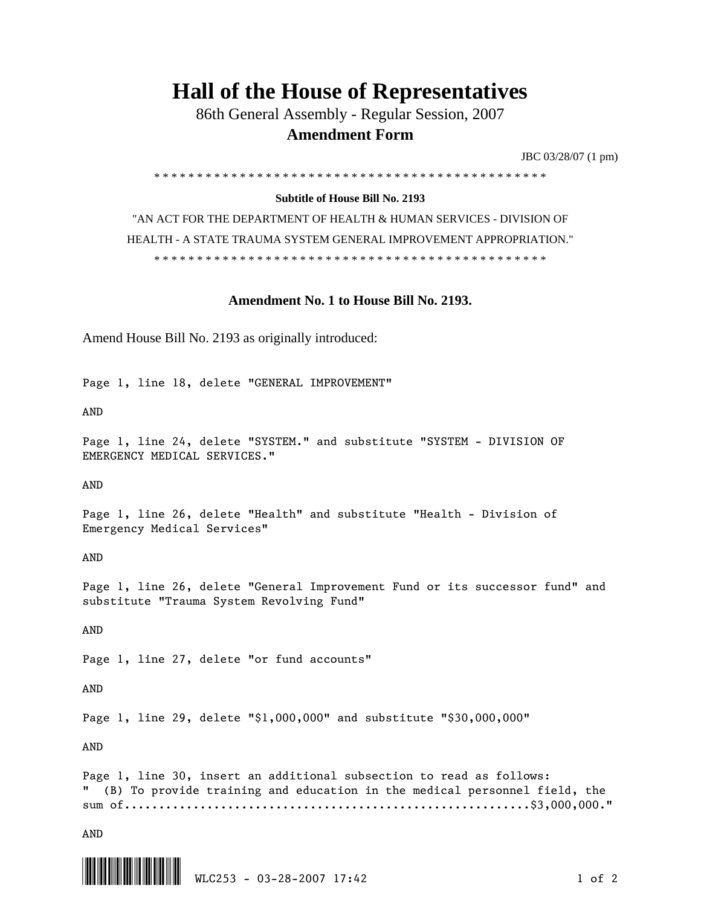# Hall of the House of Representatives

86th General Assembly - Regular Session, 2007

**Amendment Form**

JBC 03/28/07 (1 pm)

\* \* \* \* \* \* \* \* \* \* \* \* \* \* \* \* \* \* \* \* \* \* \* \* \* \* \* \* \* \* \* \* \* \* \* \* \* \* \* \* \* \* \* \* \* \* \* \*

**Subtitle of House Bill No. 2193**

"AN ACT FOR THE DEPARTMENT OF HEALTH & HUMAN SERVICES - DIVISION OF HEALTH - A STATE TRAUMA SYSTEM GENERAL IMPROVEMENT APPROPRIATION."

\* \* \* \* \* \* \* \* \* \* \* \* \* \* \* \* \* \* \* \* \* \* \* \* \* \* \* \* \* \* \* \* \* \* \* \* \* \* \* \* \* \* \* \* \* \* \* \*

**Amendment No. 1 to House Bill No. 2193.**

Amend House Bill No. 2193 as originally introduced:

Page 1, line 18, delete "GENERAL IMPROVEMENT"

AND

Page 1, line 24, delete "SYSTEM." and substitute "SYSTEM - DIVISION OF EMERGENCY MEDICAL SERVICES."

AND

Page 1, line 26, delete "Health" and substitute "Health - Division of Emergency Medical Services"

AND

Page 1, line 26, delete "General Improvement Fund or its successor fund" and substitute "Trauma System Revolving Fund"

AND

Page 1, line 27, delete "or fund accounts"

AND

Page 1, line 29, delete "$1,000,000" and substitute "$30,000,000"

AND

Page 1, line 30, insert an additional subsection to read as follows:
"  (B) To provide training and education in the medical personnel field, the sum of.........................................................$3,000,000."

AND

WLC253 - 03-28-2007 17:42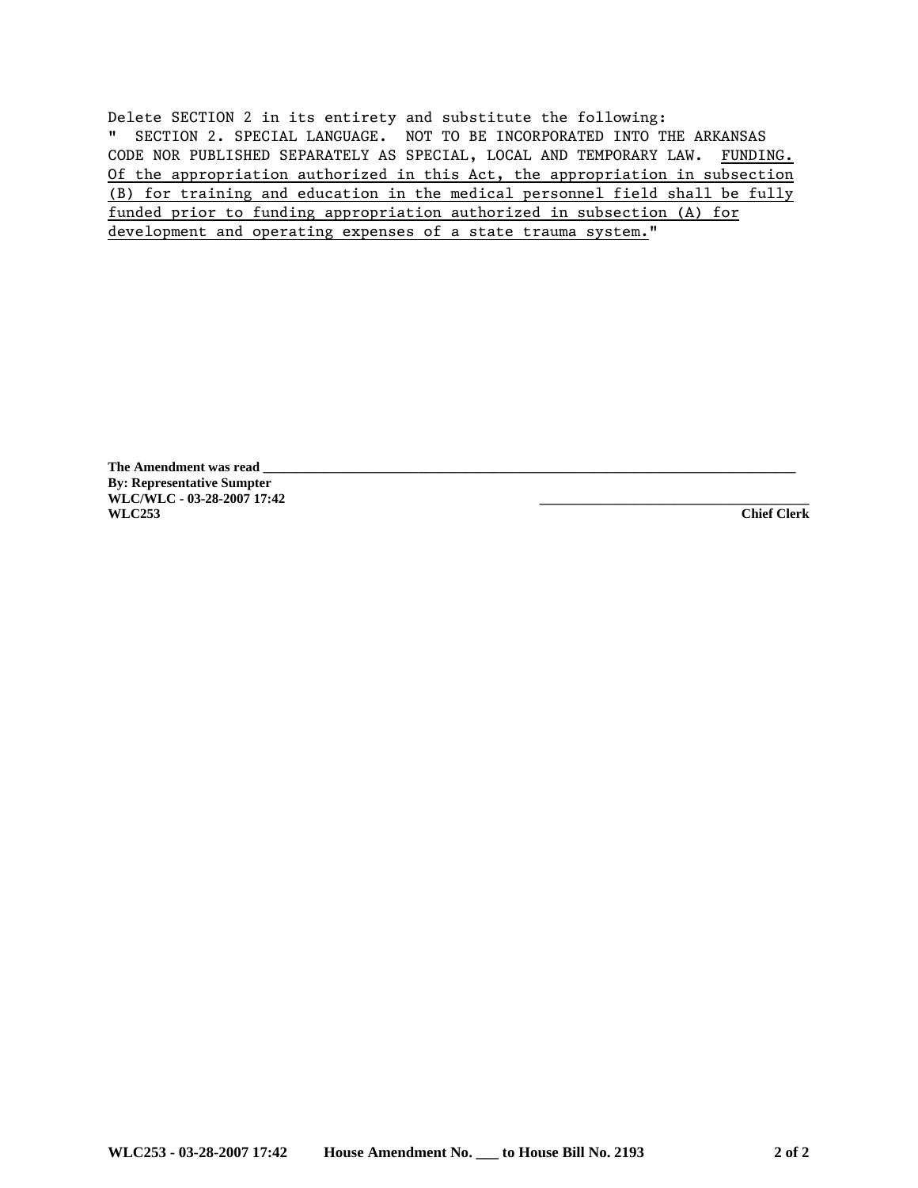Delete SECTION 2 in its entirety and substitute the following:
" SECTION 2. SPECIAL LANGUAGE. NOT TO BE INCORPORATED INTO THE ARKANSAS CODE NOR PUBLISHED SEPARATELY AS SPECIAL, LOCAL AND TEMPORARY LAW. <u>FUNDING. Of the appropriation authorized in this Act, the appropriation in subsection (B) for training and education in the medical personnel field shall be fully funded prior to funding appropriation authorized in subsection (A) for development and operating expenses of a state trauma system.</u>"

**The Amendment was read** ______________________________________________
**By: Representative Sumpter**
**WLC/WLC - 03-28-2007 17:42** ______________________________
**WLC253** **Chief Clerk**